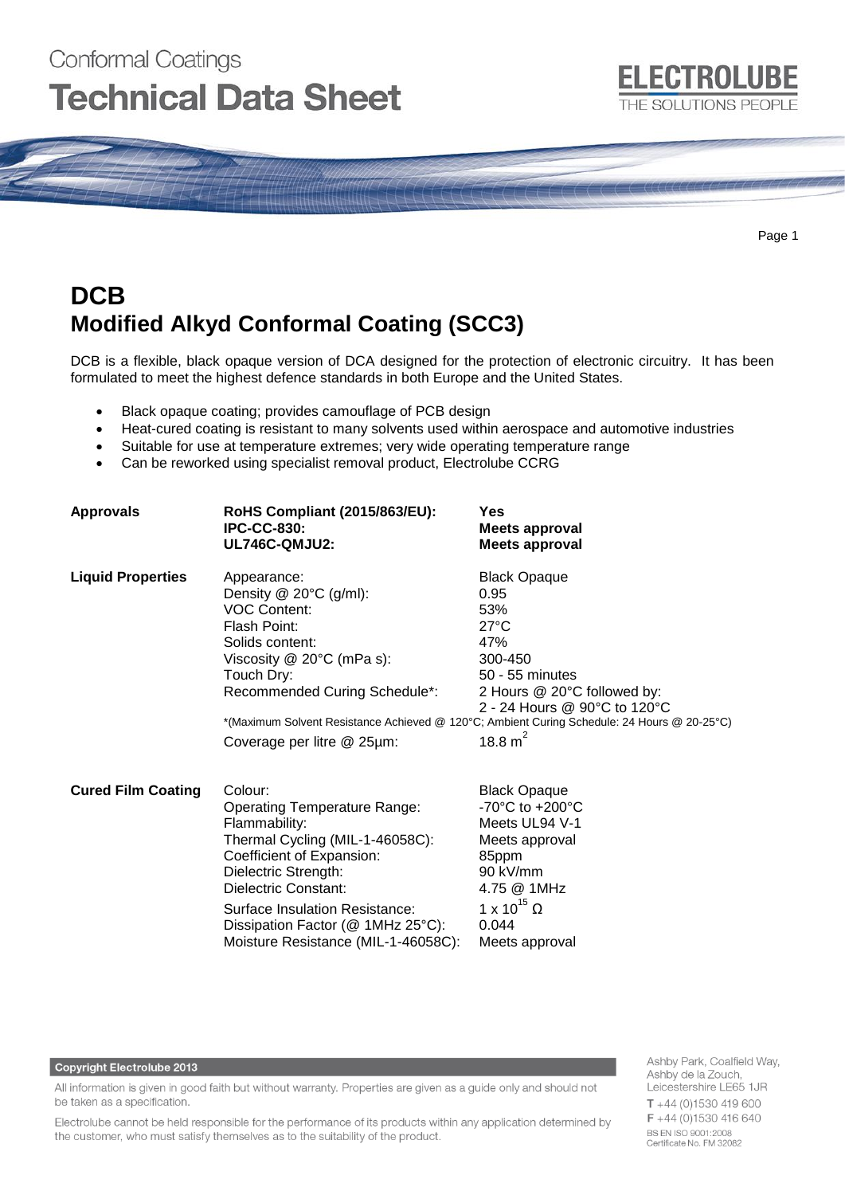Conformal Coatings
# Technical Data Sheet

ELECTROLUBE
THE SOLUTIONS PEOPLE

# DCB
## Modified Alkyd Conformal Coating (SCC3)

DCB is a flexible, black opaque version of DCA designed for the protection of electronic circuitry. It has been formulated to meet the highest defence standards in both Europe and the United States.

- Black opaque coating; provides camouflage of PCB design
- Heat-cured coating is resistant to many solvents used within aerospace and automotive industries
- Suitable for use at temperature extremes; very wide operating temperature range
- Can be reworked using specialist removal product, Electrolube CCRG

| | | |
|---|---|---|
| **Approvals** | **RoHS Compliant (2015/863/EU):** | **Yes** |
| | **IPC-CC-830:** | **Meets approval** |
| | **UL746C-QMJU2:** | **Meets approval** |
| **Liquid Properties** | Appearance: | Black Opaque |
| | Density @ 20°C (g/ml): | 0.95 |
| | VOC Content: | 53% |
| | Flash Point: | 27°C |
| | Solids content: | 47% |
| | Viscosity @ 20°C (mPa s): | 300-450 |
| | Touch Dry: | 50 - 55 minutes |
| | Recommended Curing Schedule*: | 2 Hours @ 20°C followed by: 2 - 24 Hours @ 90°C to 120°C |
| | *(Maximum Solvent Resistance Achieved @ 120°C; Ambient Curing Schedule: 24 Hours @ 20-25°C) | |
| | Coverage per litre @ 25µm: | 18.8 $m^2$ |
| **Cured Film Coating** | Colour: | Black Opaque |
| | Operating Temperature Range: | -70°C to +200°C |
| | Flammability: | Meets UL94 V-1 |
| | Thermal Cycling (MIL-1-46058C): | Meets approval |
| | Coefficient of Expansion: | 85ppm |
| | Dielectric Strength: | 90 kV/mm |
| | Dielectric Constant: | 4.75 @ 1MHz |
| | Surface Insulation Resistance: | $1 \times 10^{15}$ Ω |
| | Dissipation Factor (@ 1MHz 25°C): | 0.044 |
| | Moisture Resistance (MIL-1-46058C): | Meets approval |

**Copyright Electrolube 2013**

All information is given in good faith but without warranty. Properties are given as a guide only and should not be taken as a specification.

Electrolube cannot be held responsible for the performance of its products within any application determined by the customer, who must satisfy themselves as to the suitability of the product.

Ashby Park, Coalfield Way,
Ashby de la Zouch,
Leicestershire LE65 1JR
T +44 (0)1530 419 600
F +44 (0)1530 416 640
BS EN ISO 9001:2008
Certificate No. FM 32082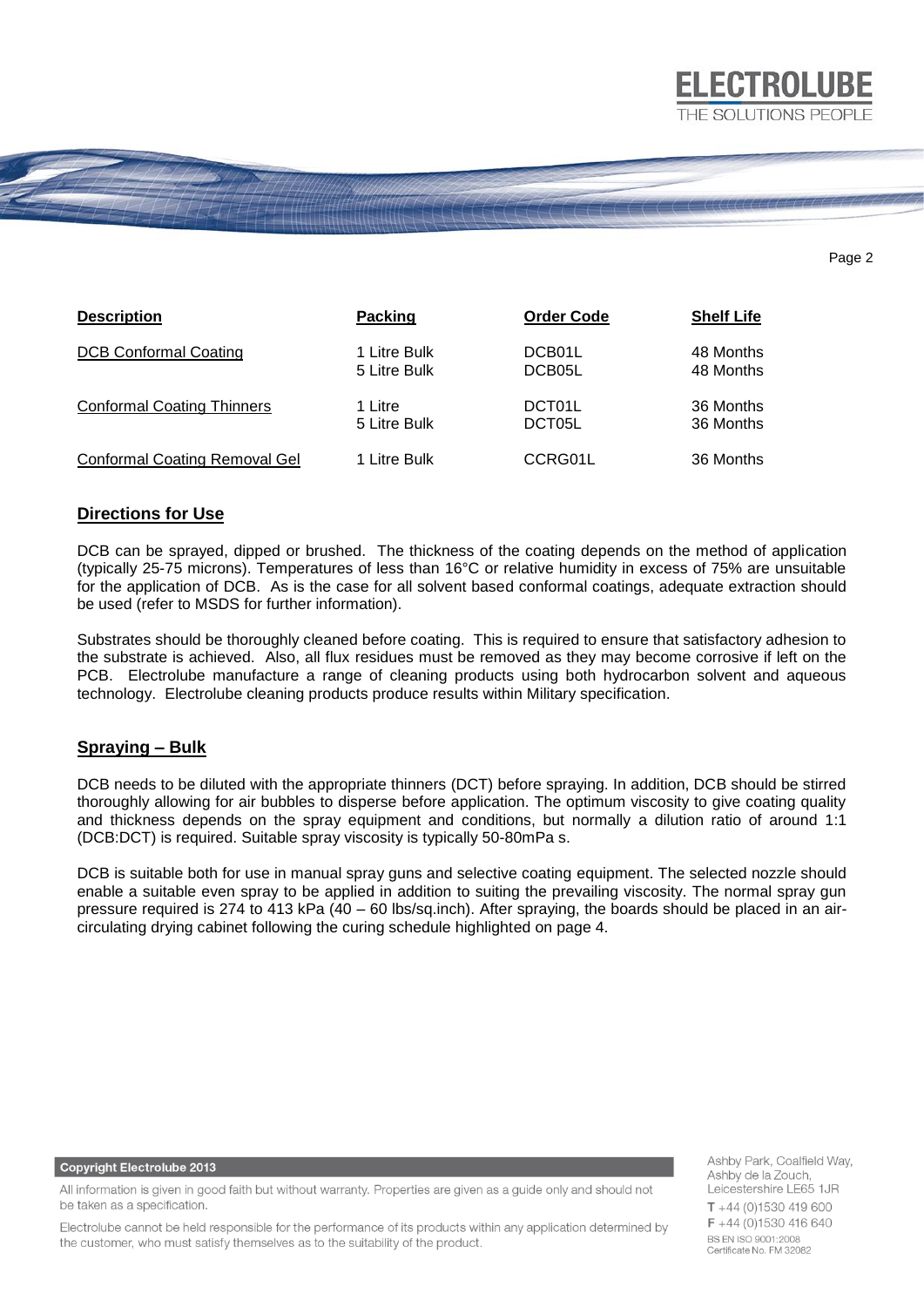| Description | Packing | Order Code | Shelf Life |
|---|---|---|---|
| DCB Conformal Coating | 1 Litre Bulk | DCB01L | 48 Months |
| | 5 Litre Bulk | DCB05L | 48 Months |
| Conformal Coating Thinners | 1 Litre | DCT01L | 36 Months |
| | 5 Litre Bulk | DCT05L | 36 Months |
| Conformal Coating Removal Gel | 1 Litre Bulk | CCRG01L | 36 Months |

## Directions for Use

DCB can be sprayed, dipped or brushed. The thickness of the coating depends on the method of application (typically 25-75 microns). Temperatures of less than 16°C or relative humidity in excess of 75% are unsuitable for the application of DCB. As is the case for all solvent based conformal coatings, adequate extraction should be used (refer to MSDS for further information).

Substrates should be thoroughly cleaned before coating. This is required to ensure that satisfactory adhesion to the substrate is achieved. Also, all flux residues must be removed as they may become corrosive if left on the PCB. Electrolube manufacture a range of cleaning products using both hydrocarbon solvent and aqueous technology. Electrolube cleaning products produce results within Military specification.

## Spraying – Bulk

DCB needs to be diluted with the appropriate thinners (DCT) before spraying. In addition, DCB should be stirred thoroughly allowing for air bubbles to disperse before application. The optimum viscosity to give coating quality and thickness depends on the spray equipment and conditions, but normally a dilution ratio of around 1:1 (DCB:DCT) is required. Suitable spray viscosity is typically 50-80mPa s.

DCB is suitable both for use in manual spray guns and selective coating equipment. The selected nozzle should enable a suitable even spray to be applied in addition to suiting the prevailing viscosity. The normal spray gun pressure required is 274 to 413 kPa (40 – 60 lbs/sq.inch). After spraying, the boards should be placed in an air-circulating drying cabinet following the curing schedule highlighted on page 4.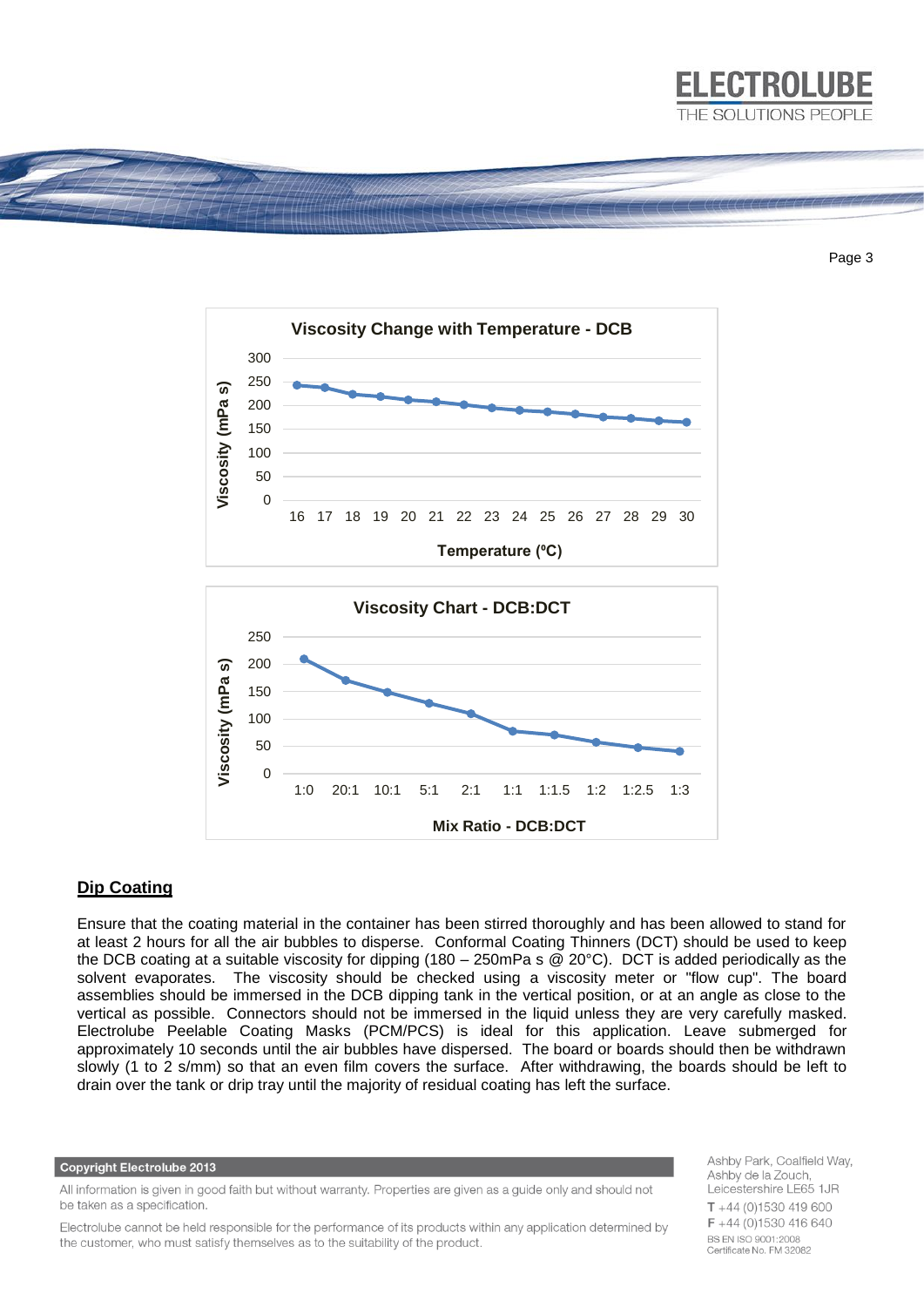## Viscosity Change with Temperature - DCB

Viscosity (mPa s) vs Temperature (ºC)

## Viscosity Chart - DCB:DCT

Viscosity (mPa s) vs Mix Ratio - DCB:DCT

## Dip Coating

Ensure that the coating material in the container has been stirred thoroughly and has been allowed to stand for at least 2 hours for all the air bubbles to disperse. Conformal Coating Thinners (DCT) should be used to keep the DCB coating at a suitable viscosity for dipping (180 – 250mPa s @ 20°C). DCT is added periodically as the solvent evaporates. The viscosity should be checked using a viscosity meter or "flow cup". The board assemblies should be immersed in the DCB dipping tank in the vertical position, or at an angle as close to the vertical as possible. Connectors should not be immersed in the liquid unless they are very carefully masked. Electrolube Peelable Coating Masks (PCM/PCS) is ideal for this application. Leave submerged for approximately 10 seconds until the air bubbles have dispersed. The board or boards should then be withdrawn slowly (1 to 2 s/mm) so that an even film covers the surface. After withdrawing, the boards should be left to drain over the tank or drip tray until the majority of residual coating has left the surface.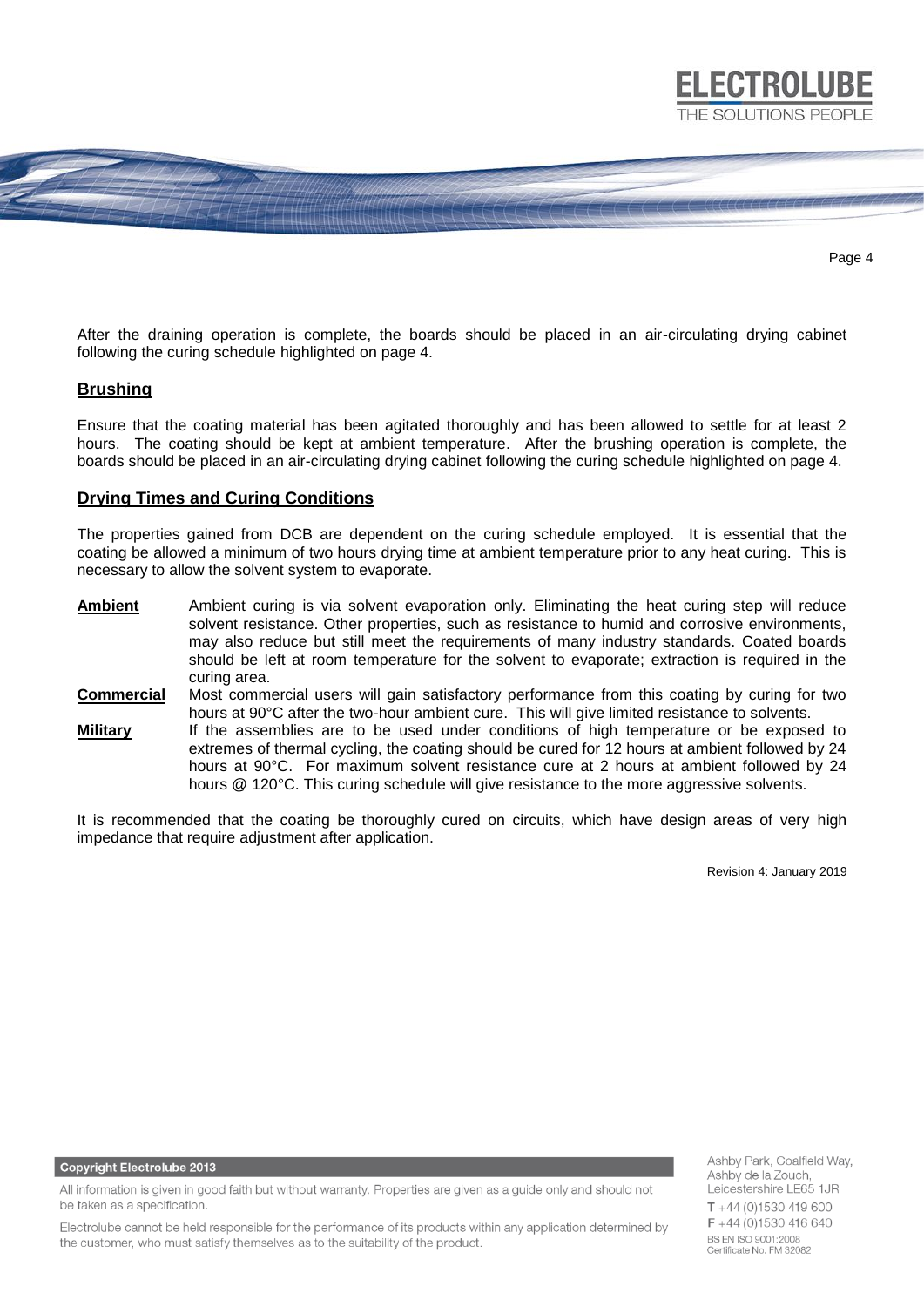After the draining operation is complete, the boards should be placed in an air-circulating drying cabinet following the curing schedule highlighted on page 4.

## **Brushing**

Ensure that the coating material has been agitated thoroughly and has been allowed to settle for at least 2 hours. The coating should be kept at ambient temperature. After the brushing operation is complete, the boards should be placed in an air-circulating drying cabinet following the curing schedule highlighted on page 4.

## **Drying Times and Curing Conditions**

The properties gained from DCB are dependent on the curing schedule employed. It is essential that the coating be allowed a minimum of two hours drying time at ambient temperature prior to any heat curing. This is necessary to allow the solvent system to evaporate.

**Ambient** Ambient curing is via solvent evaporation only. Eliminating the heat curing step will reduce solvent resistance. Other properties, such as resistance to humid and corrosive environments, may also reduce but still meet the requirements of many industry standards. Coated boards should be left at room temperature for the solvent to evaporate; extraction is required in the curing area.

**Commercial** Most commercial users will gain satisfactory performance from this coating by curing for two hours at 90°C after the two-hour ambient cure. This will give limited resistance to solvents.

**Military** If the assemblies are to be used under conditions of high temperature or be exposed to extremes of thermal cycling, the coating should be cured for 12 hours at ambient followed by 24 hours at 90°C. For maximum solvent resistance cure at 2 hours at ambient followed by 24 hours @ 120°C. This curing schedule will give resistance to the more aggressive solvents.

It is recommended that the coating be thoroughly cured on circuits, which have design areas of very high impedance that require adjustment after application.

Revision 4: January 2019

**Copyright Electrolube 2013**

All information is given in good faith but without warranty. Properties are given as a guide only and should not be taken as a specification.

Electrolube cannot be held responsible for the performance of its products within any application determined by the customer, who must satisfy themselves as to the suitability of the product.

Ashby Park, Coalfield Way, Ashby de la Zouch, Leicestershire LE65 1JR
T +44 (0)1530 419 600
F +44 (0)1530 416 640
BS EN ISO 9001:2008
Certificate No. FM 32082